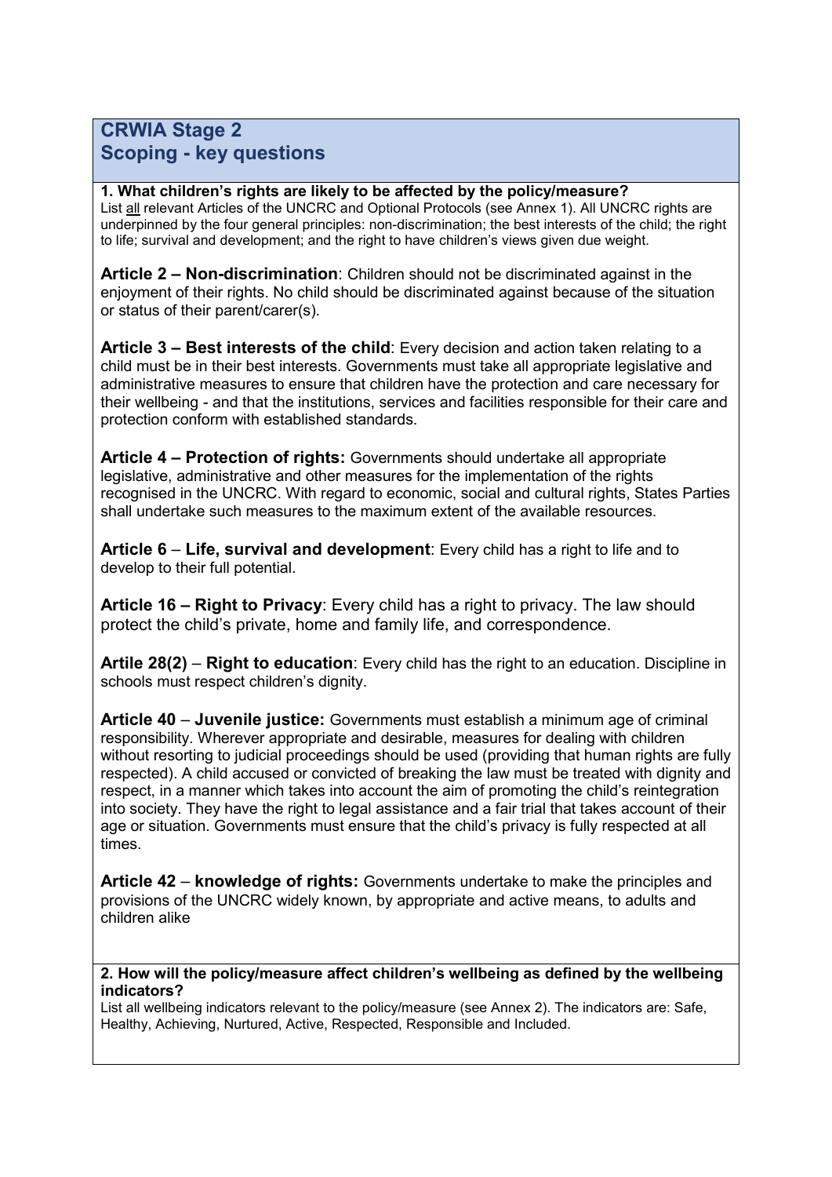## CRWIA Stage 2
## Scoping - key questions

**1. What children's rights are likely to be affected by the policy/measure?**
List all relevant Articles of the UNCRC and Optional Protocols (see Annex 1). All UNCRC rights are underpinned by the four general principles: non-discrimination; the best interests of the child; the right to life; survival and development; and the right to have children's views given due weight.

**Article 2 – Non-discrimination**: Children should not be discriminated against in the enjoyment of their rights. No child should be discriminated against because of the situation or status of their parent/carer(s).

**Article 3 – Best interests of the child**: Every decision and action taken relating to a child must be in their best interests. Governments must take all appropriate legislative and administrative measures to ensure that children have the protection and care necessary for their wellbeing - and that the institutions, services and facilities responsible for their care and protection conform with established standards.

**Article 4 – Protection of rights:** Governments should undertake all appropriate legislative, administrative and other measures for the implementation of the rights recognised in the UNCRC. With regard to economic, social and cultural rights, States Parties shall undertake such measures to the maximum extent of the available resources.

**Article 6** – **Life, survival and development**: Every child has a right to life and to develop to their full potential.

**Article 16 – Right to Privacy**: Every child has a right to privacy. The law should protect the child's private, home and family life, and correspondence.

**Artile 28(2)** – **Right to education**: Every child has the right to an education. Discipline in schools must respect children's dignity.

**Article 40** – **Juvenile justice:** Governments must establish a minimum age of criminal responsibility. Wherever appropriate and desirable, measures for dealing with children without resorting to judicial proceedings should be used (providing that human rights are fully respected). A child accused or convicted of breaking the law must be treated with dignity and respect, in a manner which takes into account the aim of promoting the child's reintegration into society. They have the right to legal assistance and a fair trial that takes account of their age or situation. Governments must ensure that the child's privacy is fully respected at all times.

**Article 42** – **knowledge of rights:** Governments undertake to make the principles and provisions of the UNCRC widely known, by appropriate and active means, to adults and children alike

**2. How will the policy/measure affect children's wellbeing as defined by the wellbeing indicators?**
List all wellbeing indicators relevant to the policy/measure (see Annex 2). The indicators are: Safe, Healthy, Achieving, Nurtured, Active, Respected, Responsible and Included.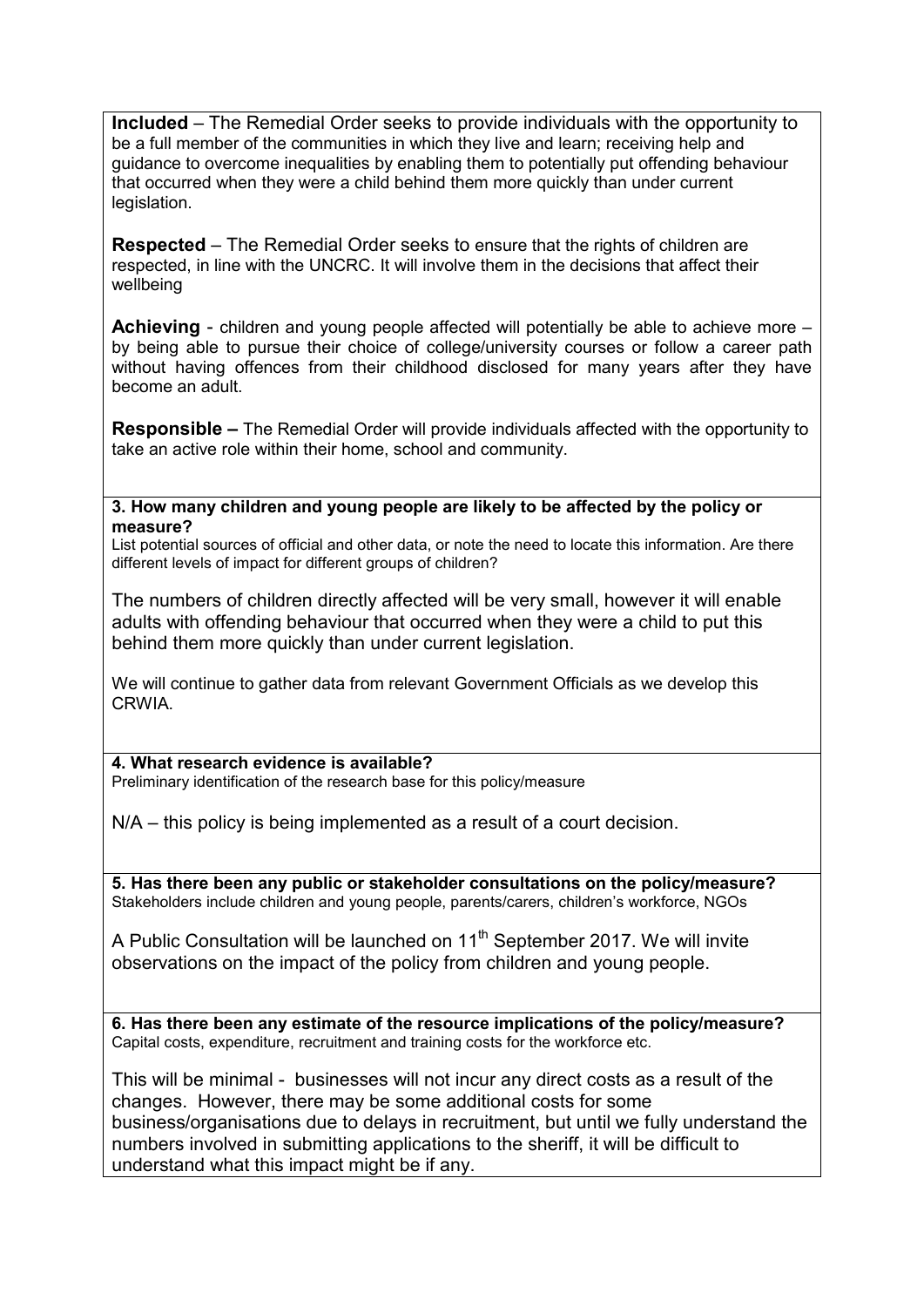**Included** – The Remedial Order seeks to provide individuals with the opportunity to be a full member of the communities in which they live and learn; receiving help and guidance to overcome inequalities by enabling them to potentially put offending behaviour that occurred when they were a child behind them more quickly than under current legislation.

**Respected** – The Remedial Order seeks to ensure that the rights of children are respected, in line with the UNCRC. It will involve them in the decisions that affect their wellbeing

**Achieving** - children and young people affected will potentially be able to achieve more – by being able to pursue their choice of college/university courses or follow a career path without having offences from their childhood disclosed for many years after they have become an adult.

**Responsible –** The Remedial Order will provide individuals affected with the opportunity to take an active role within their home, school and community.

**3. How many children and young people are likely to be affected by the policy or measure?**

List potential sources of official and other data, or note the need to locate this information. Are there different levels of impact for different groups of children?

The numbers of children directly affected will be very small, however it will enable adults with offending behaviour that occurred when they were a child to put this behind them more quickly than under current legislation.

We will continue to gather data from relevant Government Officials as we develop this CRWIA.

**4. What research evidence is available?**

Preliminary identification of the research base for this policy/measure

N/A – this policy is being implemented as a result of a court decision.

**5. Has there been any public or stakeholder consultations on the policy/measure?**

Stakeholders include children and young people, parents/carers, children's workforce, NGOs

A Public Consultation will be launched on 11th September 2017. We will invite observations on the impact of the policy from children and young people.

**6. Has there been any estimate of the resource implications of the policy/measure?**

Capital costs, expenditure, recruitment and training costs for the workforce etc.

This will be minimal - businesses will not incur any direct costs as a result of the changes. However, there may be some additional costs for some business/organisations due to delays in recruitment, but until we fully understand the numbers involved in submitting applications to the sheriff, it will be difficult to understand what this impact might be if any.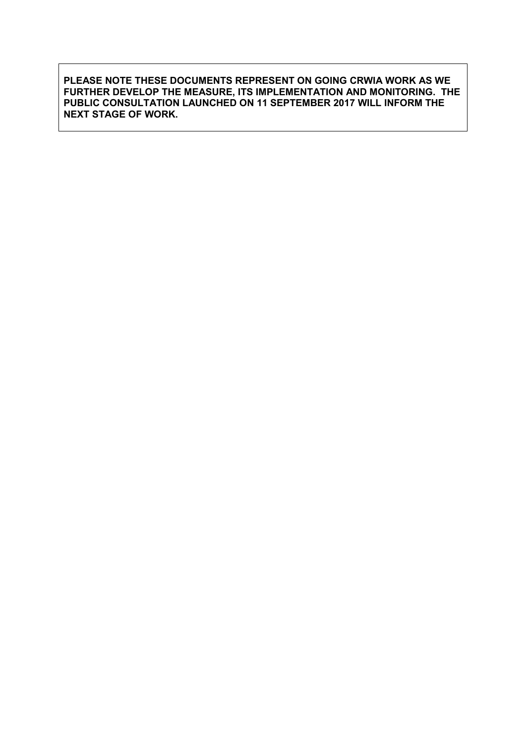**PLEASE NOTE THESE DOCUMENTS REPRESENT ON GOING CRWIA WORK AS WE FURTHER DEVELOP THE MEASURE, ITS IMPLEMENTATION AND MONITORING. THE PUBLIC CONSULTATION LAUNCHED ON 11 SEPTEMBER 2017 WILL INFORM THE NEXT STAGE OF WORK.**